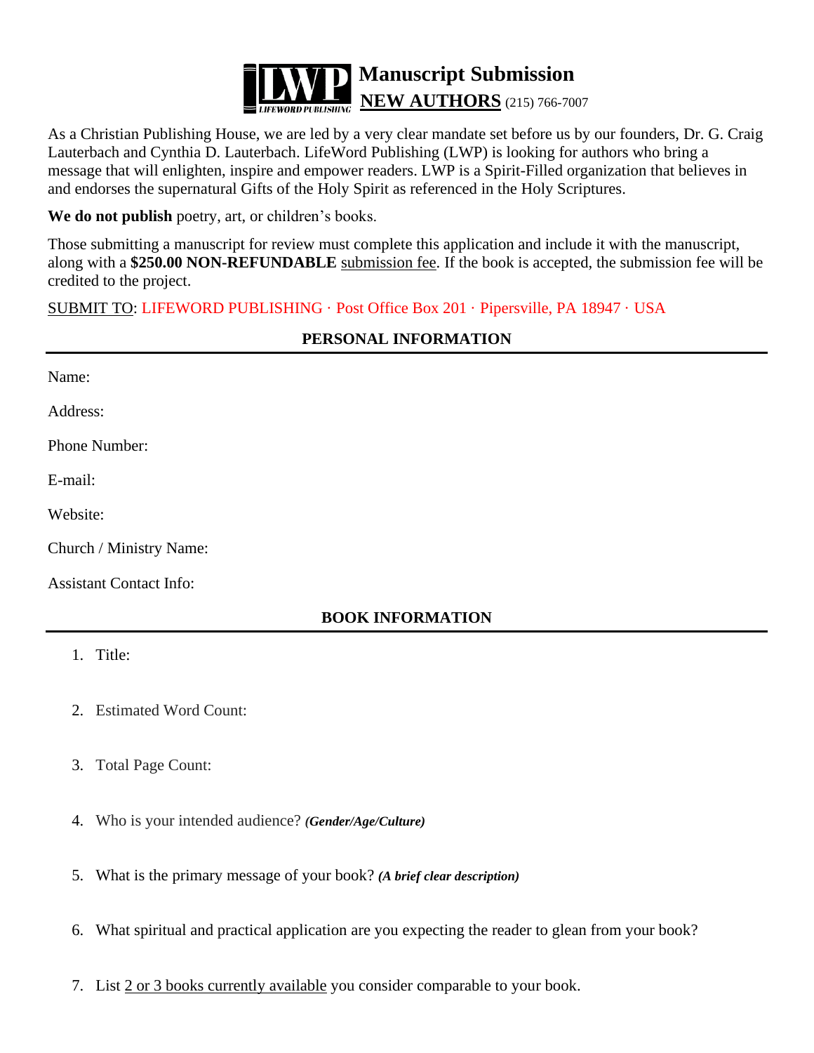# LWP Manuscript Submission

## NEW AUTHORS (215) 766-7007

As a Christian Publishing House, we are led by a very clear mandate set before us by our founders, Dr. G. Craig Lauterbach and Cynthia D. Lauterbach. LifeWord Publishing (LWP) is looking for authors who bring a message that will enlighten, inspire and empower readers. LWP is a Spirit-Filled organization that believes in and endorses the supernatural Gifts of the Holy Spirit as referenced in the Holy Scriptures.

**We do not publish** poetry, art, or children's books.

Those submitting a manuscript for review must complete this application and include it with the manuscript, along with a **$250.00 NON-REFUNDABLE** submission fee. If the book is accepted, the submission fee will be credited to the project.

SUBMIT TO: LIFEWORD PUBLISHING · Post Office Box 201 · Pipersville, PA 18947 · USA

## PERSONAL INFORMATION

Name:

Address:

Phone Number:

E-mail:

Website:

Church / Ministry Name:

Assistant Contact Info:

## BOOK INFORMATION

1. Title:

2. Estimated Word Count:

3. Total Page Count:

4. Who is your intended audience? ***(Gender/Age/Culture)***

5. What is the primary message of your book? ***(A brief clear description)***

6. What spiritual and practical application are you expecting the reader to glean from your book?

7. List 2 or 3 books currently available you consider comparable to your book.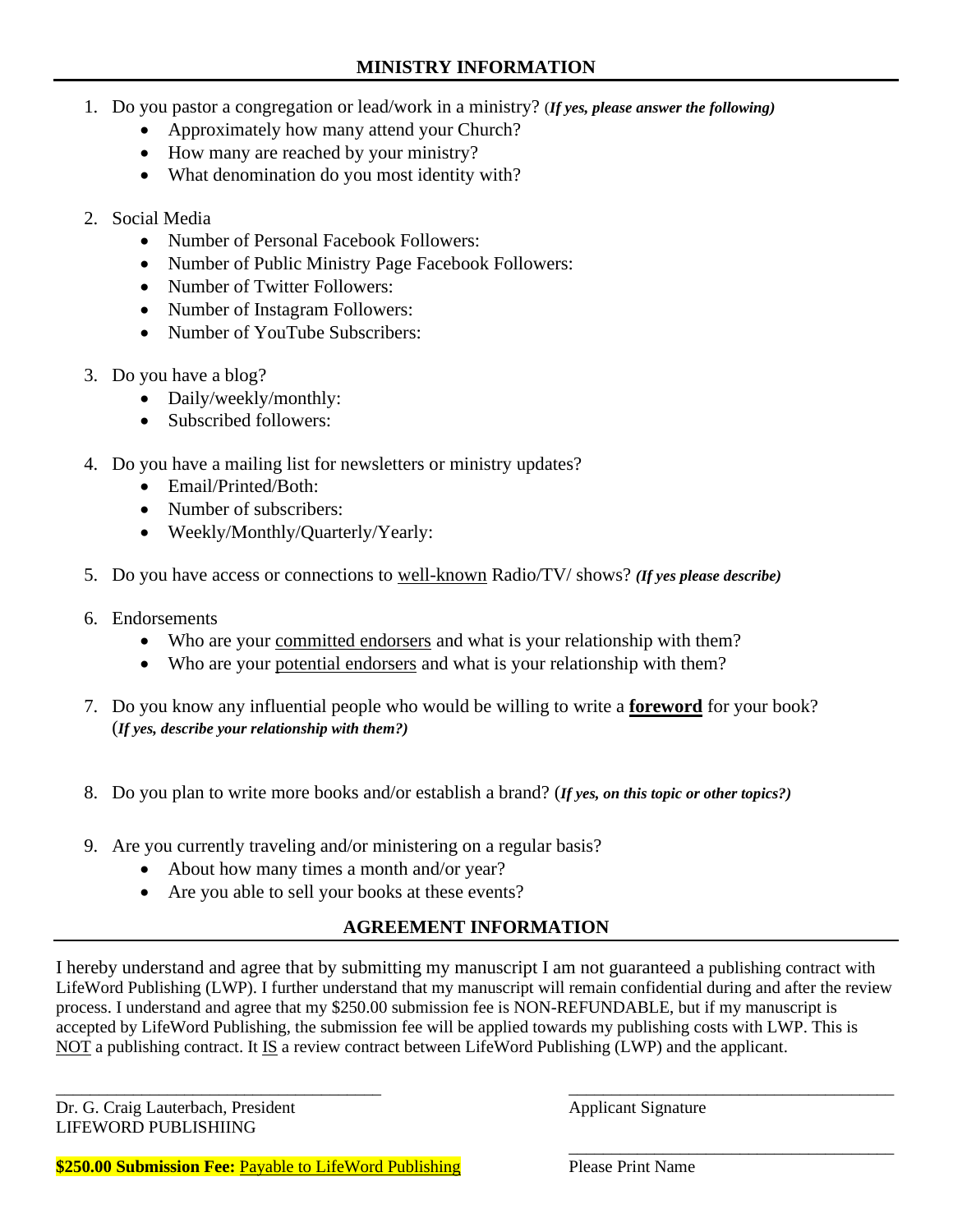## MINISTRY INFORMATION

1. Do you pastor a congregation or lead/work in a ministry? (***If yes, please answer the following)***
   - Approximately how many attend your Church?
   - How many are reached by your ministry?
   - What denomination do you most identity with?

2. Social Media
   - Number of Personal Facebook Followers:
   - Number of Public Ministry Page Facebook Followers:
   - Number of Twitter Followers:
   - Number of Instagram Followers:
   - Number of YouTube Subscribers:

3. Do you have a blog?
   - Daily/weekly/monthly:
   - Subscribed followers:

4. Do you have a mailing list for newsletters or ministry updates?
   - Email/Printed/Both:
   - Number of subscribers:
   - Weekly/Monthly/Quarterly/Yearly:

5. Do you have access or connections to <u>well-known</u> Radio/TV/ shows? ***(If yes please describe)***

6. Endorsements
   - Who are your <u>committed endorsers</u> and what is your relationship with them?
   - Who are your <u>potential endorsers</u> and what is your relationship with them?

7. Do you know any influential people who would be willing to write a **<u>foreword</u>** for your book? (***If yes, describe your relationship with them?)***

8. Do you plan to write more books and/or establish a brand? (***If yes, on this topic or other topics?)***

9. Are you currently traveling and/or ministering on a regular basis?
   - About how many times a month and/or year?
   - Are you able to sell your books at these events?

## AGREEMENT INFORMATION

I hereby understand and agree that by submitting my manuscript I am not guaranteed a publishing contract with LifeWord Publishing (LWP). I further understand that my manuscript will remain confidential during and after the review process. I understand and agree that my $250.00 submission fee is NON-REFUNDABLE, but if my manuscript is accepted by LifeWord Publishing, the submission fee will be applied towards my publishing costs with LWP. This is <u>NOT</u> a publishing contract. It <u>IS</u> a review contract between LifeWord Publishing (LWP) and the applicant.

_______________________________________
Dr. G. Craig Lauterbach, President
LIFEWORD PUBLISHIING

_______________________________________
Applicant Signature

_______________________________________
Please Print Name

**$250.00 Submission Fee:** <u>Payable to LifeWord Publishing</u>